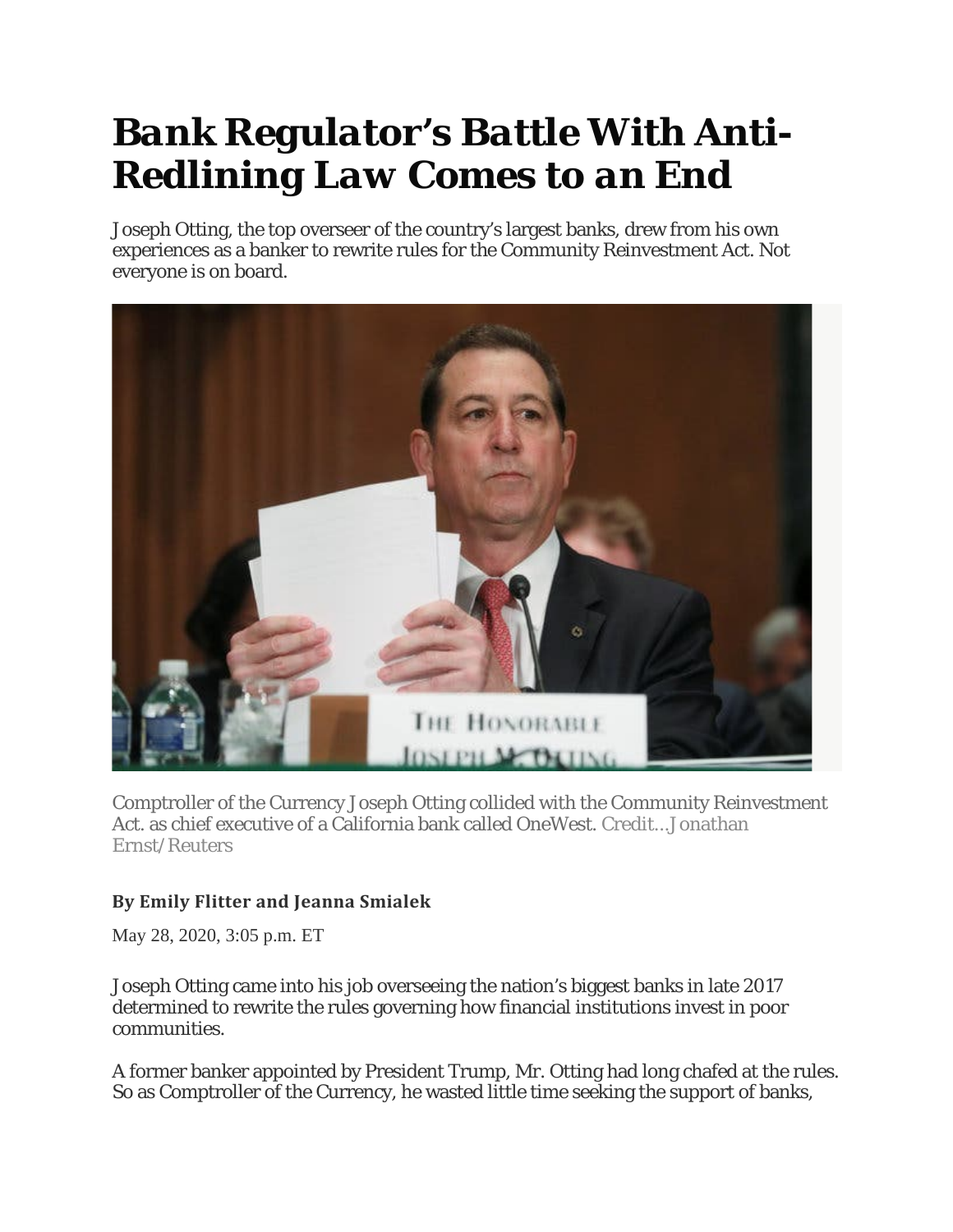# Bank Regulator's Battle With Anti-Redlining Law Comes to an End

Joseph Otting, the top overseer of the country's largest banks, drew from his own experiences as a banker to rewrite rules for the Community Reinvestment Act. Not everyone is on board.

Comptroller of the Currency Joseph Otting collided with the Community Reinvestment Act. as chief executive of a California bank called OneWest. Credit...Jonathan Ernst/Reuters

**By Emily Flitter and Jeanna Smialek**

May 28, 2020, 3:05 p.m. ET

Joseph Otting came into his job overseeing the nation's biggest banks in late 2017 determined to rewrite the rules governing how financial institutions invest in poor communities.

A former banker appointed by President Trump, Mr. Otting had long chafed at the rules. So as Comptroller of the Currency, he wasted little time seeking the support of banks,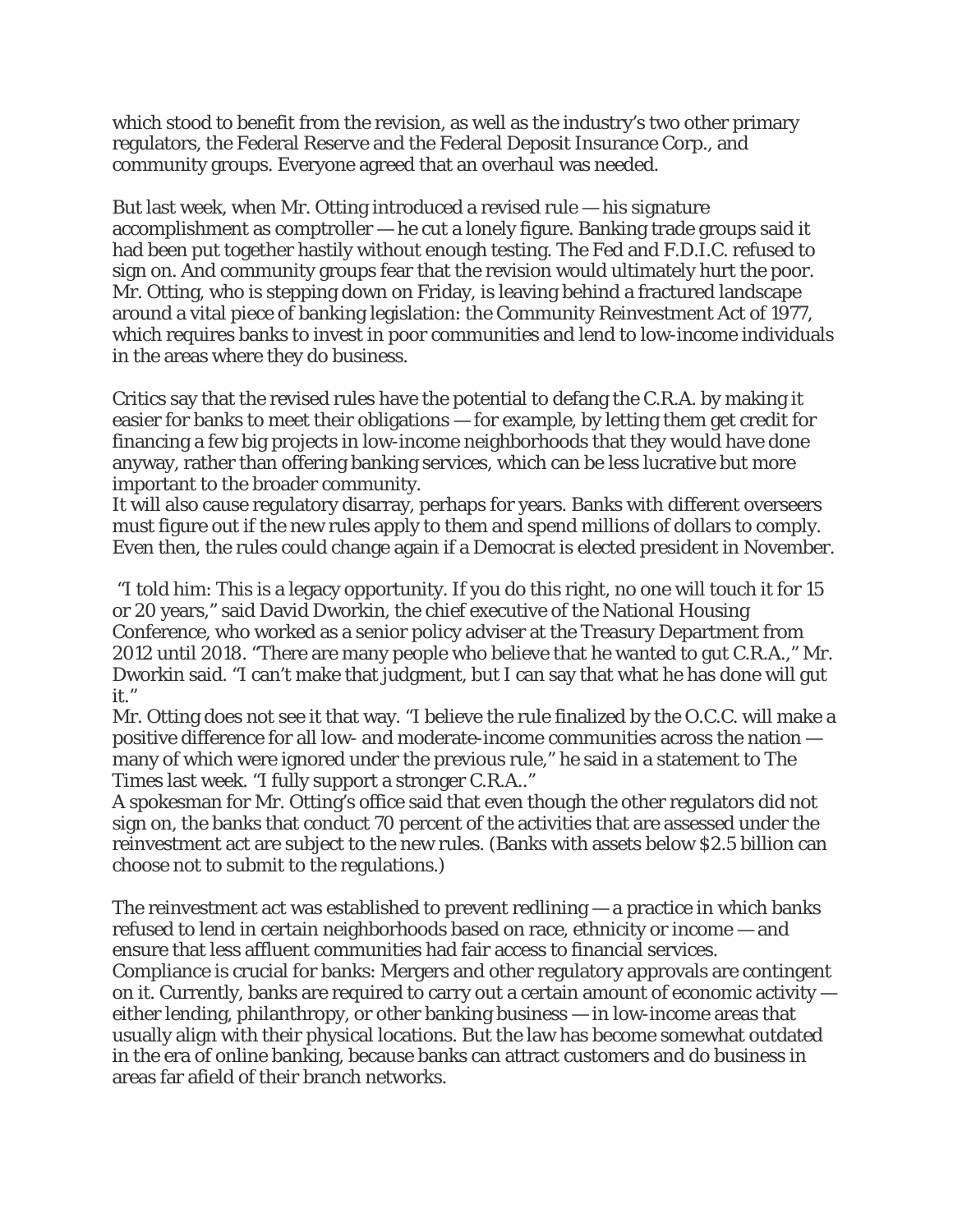which stood to benefit from the revision, as well as the industry's two other primary regulators, the Federal Reserve and the Federal Deposit Insurance Corp., and community groups. Everyone agreed that an overhaul was needed.

But last week, when Mr. Otting introduced a revised rule — his signature accomplishment as comptroller — he cut a lonely figure. Banking trade groups said it had been put together hastily without enough testing. The Fed and F.D.I.C. refused to sign on. And community groups fear that the revision would ultimately hurt the poor. Mr. Otting, who is stepping down on Friday, is leaving behind a fractured landscape around a vital piece of banking legislation: the Community Reinvestment Act of 1977, which requires banks to invest in poor communities and lend to low-income individuals in the areas where they do business.

Critics say that the revised rules have the potential to defang the C.R.A. by making it easier for banks to meet their obligations — for example, by letting them get credit for financing a few big projects in low-income neighborhoods that they would have done anyway, rather than offering banking services, which can be less lucrative but more important to the broader community.
It will also cause regulatory disarray, perhaps for years. Banks with different overseers must figure out if the new rules apply to them and spend millions of dollars to comply. Even then, the rules could change again if a Democrat is elected president in November.

"I told him: This is a legacy opportunity. If you do this right, no one will touch it for 15 or 20 years," said David Dworkin, the chief executive of the National Housing Conference, who worked as a senior policy adviser at the Treasury Department from 2012 until 2018. "There are many people who believe that he wanted to gut C.R.A.," Mr. Dworkin said. "I can't make that judgment, but I can say that what he has done will gut it."
Mr. Otting does not see it that way. "I believe the rule finalized by the O.C.C. will make a positive difference for all low- and moderate-income communities across the nation — many of which were ignored under the previous rule," he said in a statement to The Times last week. "I fully support a stronger C.R.A.."
A spokesman for Mr. Otting's office said that even though the other regulators did not sign on, the banks that conduct 70 percent of the activities that are assessed under the reinvestment act are subject to the new rules. (Banks with assets below $2.5 billion can choose not to submit to the regulations.)

The reinvestment act was established to prevent redlining — a practice in which banks refused to lend in certain neighborhoods based on race, ethnicity or income — and ensure that less affluent communities had fair access to financial services.
Compliance is crucial for banks: Mergers and other regulatory approvals are contingent on it. Currently, banks are required to carry out a certain amount of economic activity — either lending, philanthropy, or other banking business — in low-income areas that usually align with their physical locations. But the law has become somewhat outdated in the era of online banking, because banks can attract customers and do business in areas far afield of their branch networks.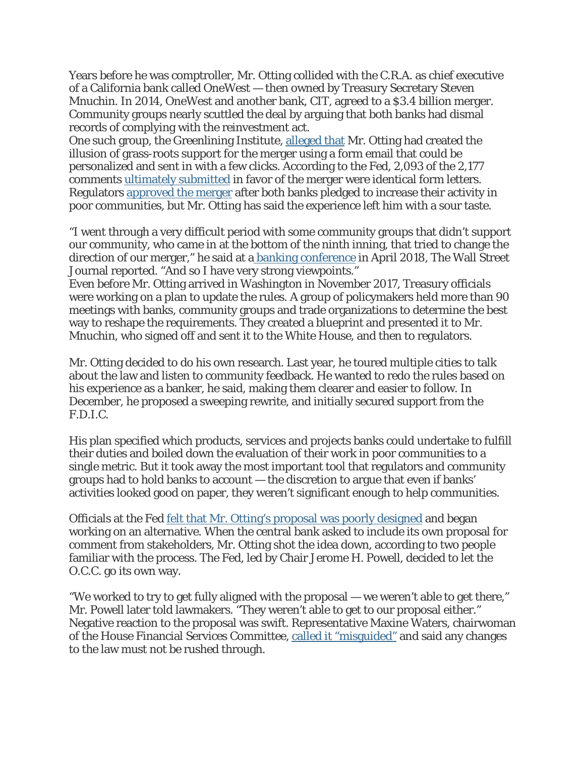Years before he was comptroller, Mr. Otting collided with the C.R.A. as chief executive of a California bank called OneWest — then owned by Treasury Secretary Steven Mnuchin. In 2014, OneWest and another bank, CIT, agreed to a $3.4 billion merger. Community groups nearly scuttled the deal by arguing that both banks had dismal records of complying with the reinvestment act.

One such group, the Greenlining Institute, alleged that Mr. Otting had created the illusion of grass-roots support for the merger using a form email that could be personalized and sent in with a few clicks. According to the Fed, 2,093 of the 2,177 comments ultimately submitted in favor of the merger were identical form letters. Regulators approved the merger after both banks pledged to increase their activity in poor communities, but Mr. Otting has said the experience left him with a sour taste.

"I went through a very difficult period with some community groups that didn't support our community, who came in at the bottom of the ninth inning, that tried to change the direction of our merger," he said at a banking conference in April 2018, The Wall Street Journal reported. "And so I have very strong viewpoints."

Even before Mr. Otting arrived in Washington in November 2017, Treasury officials were working on a plan to update the rules. A group of policymakers held more than 90 meetings with banks, community groups and trade organizations to determine the best way to reshape the requirements. They created a blueprint and presented it to Mr. Mnuchin, who signed off and sent it to the White House, and then to regulators.

Mr. Otting decided to do his own research. Last year, he toured multiple cities to talk about the law and listen to community feedback. He wanted to redo the rules based on his experience as a banker, he said, making them clearer and easier to follow. In December, he proposed a sweeping rewrite, and initially secured support from the F.D.I.C.

His plan specified which products, services and projects banks could undertake to fulfill their duties and boiled down the evaluation of their work in poor communities to a single metric. But it took away the most important tool that regulators and community groups had to hold banks to account — the discretion to argue that even if banks' activities looked good on paper, they weren't significant enough to help communities.

Officials at the Fed felt that Mr. Otting's proposal was poorly designed and began working on an alternative. When the central bank asked to include its own proposal for comment from stakeholders, Mr. Otting shot the idea down, according to two people familiar with the process. The Fed, led by Chair Jerome H. Powell, decided to let the O.C.C. go its own way.

"We worked to try to get fully aligned with the proposal — we weren't able to get there," Mr. Powell later told lawmakers. "They weren't able to get to our proposal either."

Negative reaction to the proposal was swift. Representative Maxine Waters, chairwoman of the House Financial Services Committee, called it "misguided" and said any changes to the law must not be rushed through.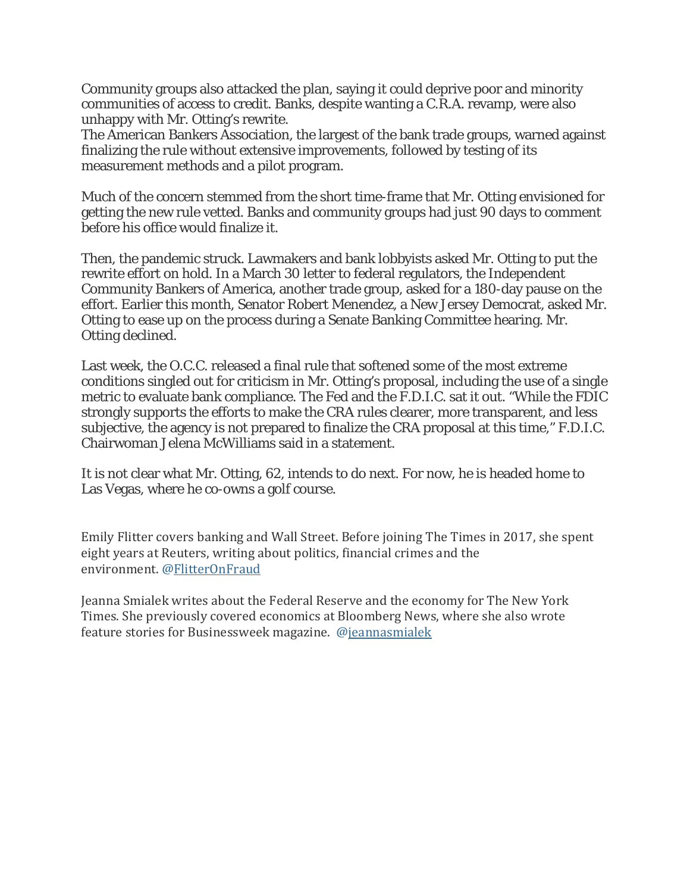Community groups also attacked the plan, saying it could deprive poor and minority communities of access to credit. Banks, despite wanting a C.R.A. revamp, were also unhappy with Mr. Otting's rewrite.

The American Bankers Association, the largest of the bank trade groups, warned against finalizing the rule without extensive improvements, followed by testing of its measurement methods and a pilot program.

Much of the concern stemmed from the short time-frame that Mr. Otting envisioned for getting the new rule vetted. Banks and community groups had just 90 days to comment before his office would finalize it.

Then, the pandemic struck. Lawmakers and bank lobbyists asked Mr. Otting to put the rewrite effort on hold. In a March 30 letter to federal regulators, the Independent Community Bankers of America, another trade group, asked for a 180-day pause on the effort. Earlier this month, Senator Robert Menendez, a New Jersey Democrat, asked Mr. Otting to ease up on the process during a Senate Banking Committee hearing. Mr. Otting declined.

Last week, the O.C.C. released a final rule that softened some of the most extreme conditions singled out for criticism in Mr. Otting's proposal, including the use of a single metric to evaluate bank compliance. The Fed and the F.D.I.C. sat it out. "While the FDIC strongly supports the efforts to make the CRA rules clearer, more transparent, and less subjective, the agency is not prepared to finalize the CRA proposal at this time," F.D.I.C. Chairwoman Jelena McWilliams said in a statement.

It is not clear what Mr. Otting, 62, intends to do next. For now, he is headed home to Las Vegas, where he co-owns a golf course.

Emily Flitter covers banking and Wall Street. Before joining The Times in 2017, she spent eight years at Reuters, writing about politics, financial crimes and the environment. @FlitterOnFraud

Jeanna Smialek writes about the Federal Reserve and the economy for The New York Times. She previously covered economics at Bloomberg News, where she also wrote feature stories for Businessweek magazine. @jeannasmialek